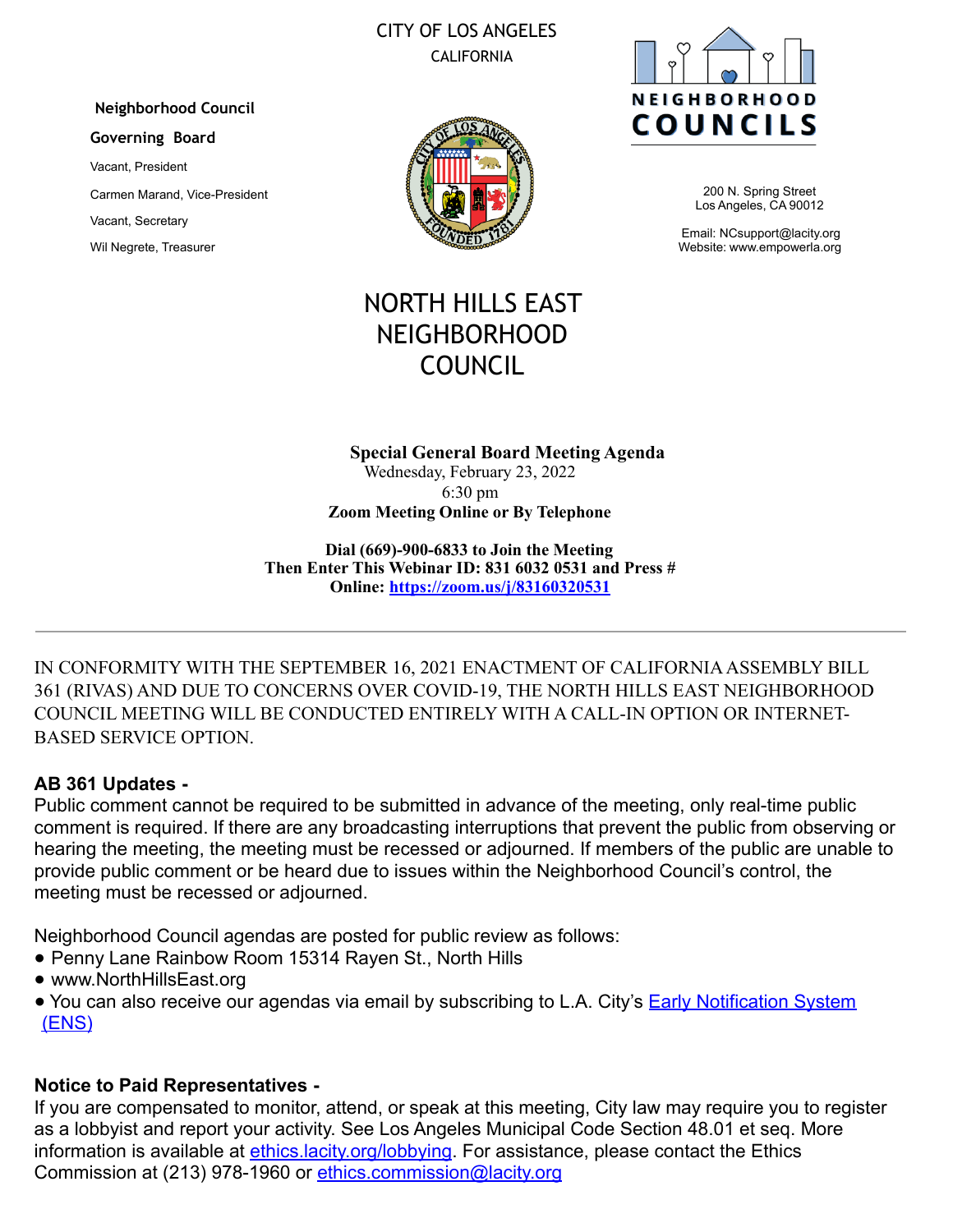CITY OF LOS ANGELES

CALIFORNIA

**Neighborhood Council**

**Governing Board**

Vacant, President

Carmen Marand, Vice-President

Vacant, Secretary

Wil Negrete, Treasurer

NEIGHBORHOOD COUNCILS

200 N. Spring Street
Los Angeles, CA 90012

Email: NCsupport@lacity.org
Website: www.empowerla.org

# NORTH HILLS EAST NEIGHBORHOOD COUNCIL

**Special General Board Meeting Agenda**
Wednesday, February 23, 2022
6:30 pm
**Zoom Meeting Online or By Telephone**

**Dial (669)-900-6833 to Join the Meeting**
**Then Enter This Webinar ID: 831 6032 0531 and Press #**
**Online: [https://zoom.us/j/83160320531](https://zoom.us/j/83160320531)**

---

IN CONFORMITY WITH THE SEPTEMBER 16, 2021 ENACTMENT OF CALIFORNIA ASSEMBLY BILL 361 (RIVAS) AND DUE TO CONCERNS OVER COVID-19, THE NORTH HILLS EAST NEIGHBORHOOD COUNCIL MEETING WILL BE CONDUCTED ENTIRELY WITH A CALL-IN OPTION OR INTERNET-BASED SERVICE OPTION.

**AB 361 Updates -**
Public comment cannot be required to be submitted in advance of the meeting, only real-time public comment is required. If there are any broadcasting interruptions that prevent the public from observing or hearing the meeting, the meeting must be recessed or adjourned. If members of the public are unable to provide public comment or be heard due to issues within the Neighborhood Council's control, the meeting must be recessed or adjourned.

Neighborhood Council agendas are posted for public review as follows:

- Penny Lane Rainbow Room 15314 Rayen St., North Hills
- www.NorthHillsEast.org
- You can also receive our agendas via email by subscribing to L.A. City's Early Notification System (ENS)

**Notice to Paid Representatives -**
If you are compensated to monitor, attend, or speak at this meeting, City law may require you to register as a lobbyist and report your activity. See Los Angeles Municipal Code Section 48.01 et seq. More information is available at ethics.lacity.org/lobbying. For assistance, please contact the Ethics Commission at (213) 978-1960 or ethics.commission@lacity.org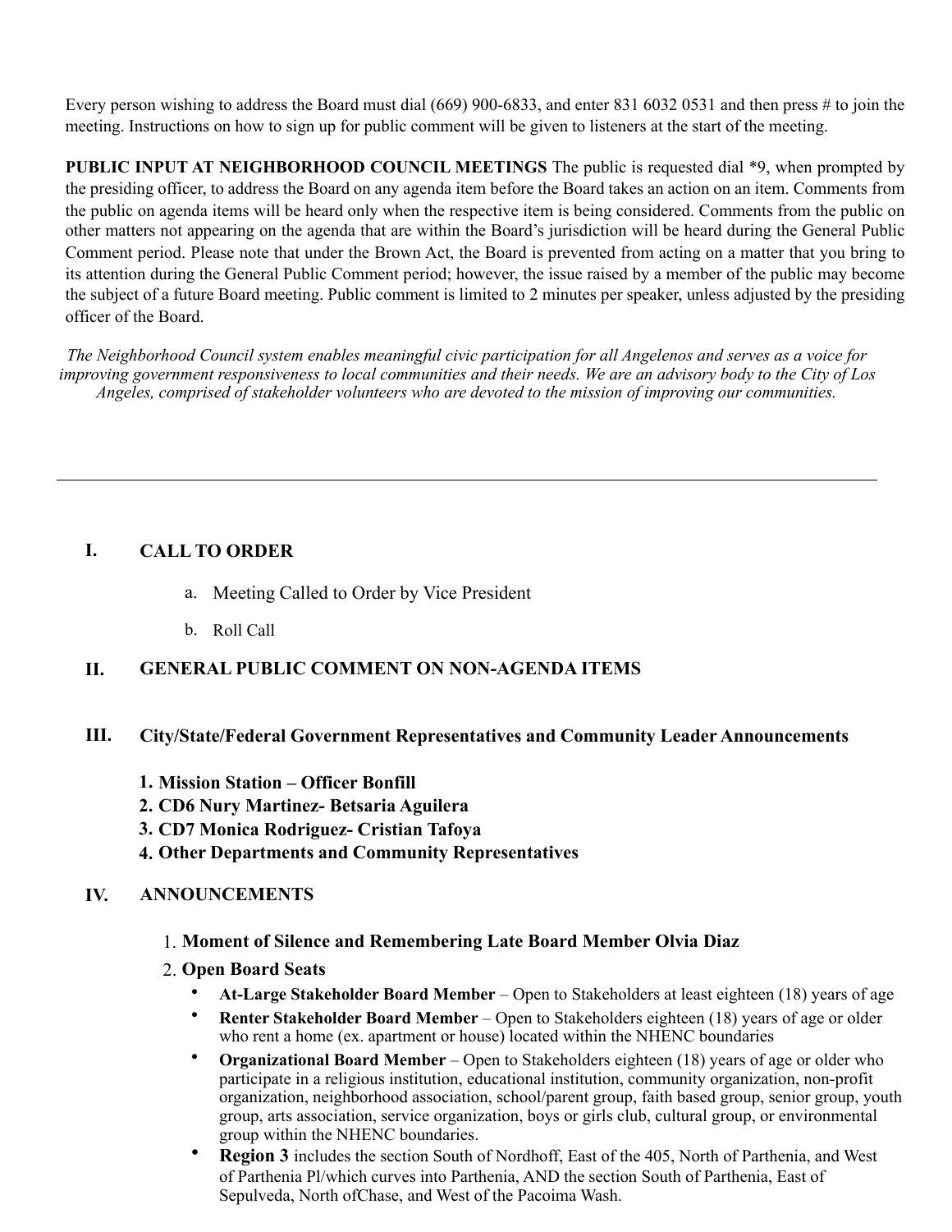Every person wishing to address the Board must dial (669) 900-6833, and enter 831 6032 0531 and then press # to join the meeting. Instructions on how to sign up for public comment will be given to listeners at the start of the meeting.

**PUBLIC INPUT AT NEIGHBORHOOD COUNCIL MEETINGS** The public is requested dial *9, when prompted by the presiding officer, to address the Board on any agenda item before the Board takes an action on an item. Comments from the public on agenda items will be heard only when the respective item is being considered. Comments from the public on other matters not appearing on the agenda that are within the Board's jurisdiction will be heard during the General Public Comment period. Please note that under the Brown Act, the Board is prevented from acting on a matter that you bring to its attention during the General Public Comment period; however, the issue raised by a member of the public may become the subject of a future Board meeting. Public comment is limited to 2 minutes per speaker, unless adjusted by the presiding officer of the Board.

*The Neighborhood Council system enables meaningful civic participation for all Angelenos and serves as a voice for improving government responsiveness to local communities and their needs. We are an advisory body to the City of Los Angeles, comprised of stakeholder volunteers who are devoted to the mission of improving our communities.*

---

## I. CALL TO ORDER

a. Meeting Called to Order by Vice President

b. Roll Call

## II. GENERAL PUBLIC COMMENT ON NON-AGENDA ITEMS

## III. City/State/Federal Government Representatives and Community Leader Announcements

1. **Mission Station – Officer Bonfill**
2. **CD6 Nury Martinez- Betsaria Aguilera**
3. **CD7 Monica Rodriguez- Cristian Tafoya**
4. **Other Departments and Community Representatives**

## IV. ANNOUNCEMENTS

1. **Moment of Silence and Remembering Late Board Member Olvia Diaz**
2. **Open Board Seats**
   - **At-Large Stakeholder Board Member** – Open to Stakeholders at least eighteen (18) years of age
   - **Renter Stakeholder Board Member** – Open to Stakeholders eighteen (18) years of age or older who rent a home (ex. apartment or house) located within the NHENC boundaries
   - **Organizational Board Member** – Open to Stakeholders eighteen (18) years of age or older who participate in a religious institution, educational institution, community organization, non-profit organization, neighborhood association, school/parent group, faith based group, senior group, youth group, arts association, service organization, boys or girls club, cultural group, or environmental group within the NHENC boundaries.
   - **Region 3** includes the section South of Nordhoff, East of the 405, North of Parthenia, and West of Parthenia Pl/which curves into Parthenia, AND the section South of Parthenia, East of Sepulveda, North ofChase, and West of the Pacoima Wash.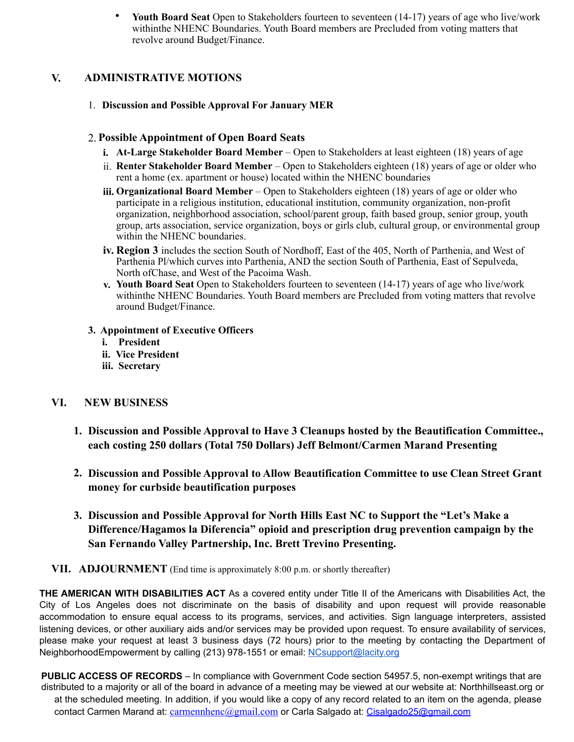- **Youth Board Seat** Open to Stakeholders fourteen to seventeen (14-17) years of age who live/work withinthe NHENC Boundaries. Youth Board members are Precluded from voting matters that revolve around Budget/Finance.

## V. ADMINISTRATIVE MOTIONS

1. **Discussion and Possible Approval For January MER**

2. **Possible Appointment of Open Board Seats**
   - i. **At-Large Stakeholder Board Member** – Open to Stakeholders at least eighteen (18) years of age
   - ii. **Renter Stakeholder Board Member** – Open to Stakeholders eighteen (18) years of age or older who rent a home (ex. apartment or house) located within the NHENC boundaries
   - iii. **Organizational Board Member** – Open to Stakeholders eighteen (18) years of age or older who participate in a religious institution, educational institution, community organization, non-profit organization, neighborhood association, school/parent group, faith based group, senior group, youth group, arts association, service organization, boys or girls club, cultural group, or environmental group within the NHENC boundaries.
   - iv. **Region 3** includes the section South of Nordhoff, East of the 405, North of Parthenia, and West of Parthenia Pl/which curves into Parthenia, AND the section South of Parthenia, East of Sepulveda, North ofChase, and West of the Pacoima Wash.
   - v. **Youth Board Seat** Open to Stakeholders fourteen to seventeen (14-17) years of age who live/work withinthe NHENC Boundaries. Youth Board members are Precluded from voting matters that revolve around Budget/Finance.

3. **Appointment of Executive Officers**
   - i. **President**
   - ii. **Vice President**
   - iii. **Secretary**

## VI. NEW BUSINESS

1. **Discussion and Possible Approval to Have 3 Cleanups hosted by the Beautification Committee., each costing 250 dollars (Total 750 Dollars) Jeff Belmont/Carmen Marand Presenting**

2. **Discussion and Possible Approval to Allow Beautification Committee to use Clean Street Grant money for curbside beautification purposes**

3. **Discussion and Possible Approval for North Hills East NC to Support the "Let's Make a Difference/Hagamos la Diferencia" opioid and prescription drug prevention campaign by the San Fernando Valley Partnership, Inc. Brett Trevino Presenting.**

## VII. ADJOURNMENT (End time is approximately 8:00 p.m. or shortly thereafter)

**THE AMERICAN WITH DISABILITIES ACT** As a covered entity under Title II of the Americans with Disabilities Act, the City of Los Angeles does not discriminate on the basis of disability and upon request will provide reasonable accommodation to ensure equal access to its programs, services, and activities. Sign language interpreters, assisted listening devices, or other auxiliary aids and/or services may be provided upon request. To ensure availability of services, please make your request at least 3 business days (72 hours) prior to the meeting by contacting the Department of NeighborhoodEmpowerment by calling (213) 978-1551 or email: NCsupport@lacity.org

**PUBLIC ACCESS OF RECORDS** – In compliance with Government Code section 54957.5, non-exempt writings that are distributed to a majority or all of the board in advance of a meeting may be viewed at our website at: Northhillseast.org or at the scheduled meeting. In addition, if you would like a copy of any record related to an item on the agenda, please contact Carmen Marand at: carmennhenc@gmail.com or Carla Salgado at: Cisalgado25@gmail.com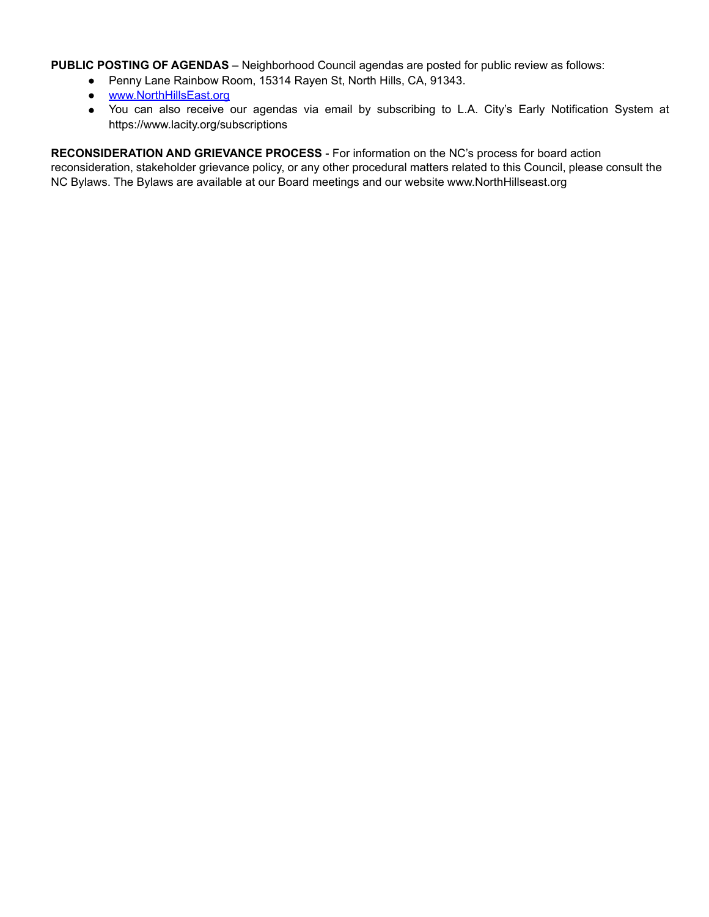**PUBLIC POSTING OF AGENDAS** – Neighborhood Council agendas are posted for public review as follows:

- Penny Lane Rainbow Room, 15314 Rayen St, North Hills, CA, 91343.
- [www.NorthHillsEast.org](http://www.NorthHillsEast.org)
- You can also receive our agendas via email by subscribing to L.A. City's Early Notification System at https://www.lacity.org/subscriptions

**RECONSIDERATION AND GRIEVANCE PROCESS** - For information on the NC's process for board action reconsideration, stakeholder grievance policy, or any other procedural matters related to this Council, please consult the NC Bylaws. The Bylaws are available at our Board meetings and our website www.NorthHillseast.org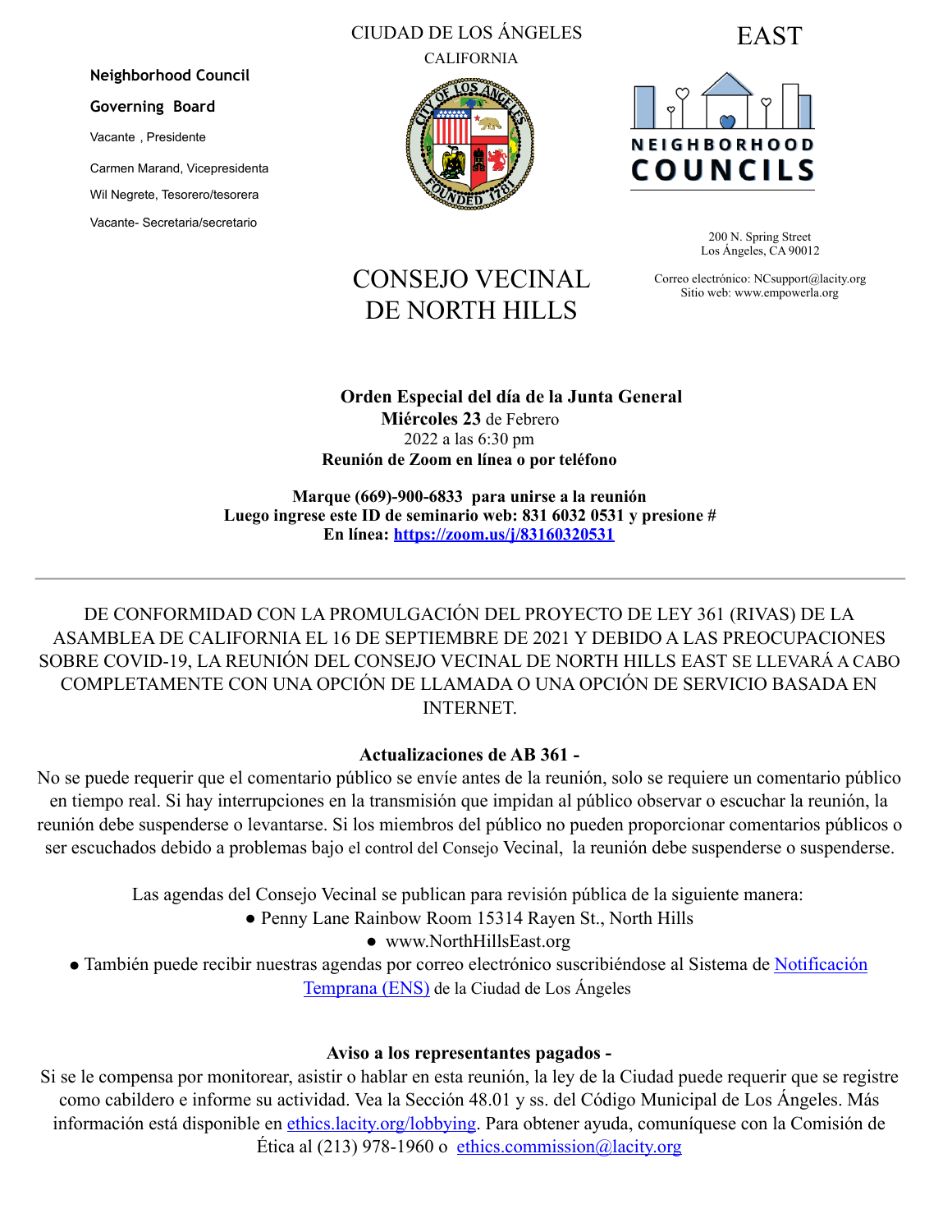CIUDAD DE LOS ÁNGELES

CALIFORNIA

EAST

**Neighborhood Council**

**Governing Board**

Vacante , Presidente

Carmen Marand, Vicepresidenta

Wil Negrete, Tesorero/tesorera

Vacante- Secretaria/secretario

NEIGHBORHOOD COUNCILS

200 N. Spring Street
Los Ángeles, CA 90012

Correo electrónico: NCsupport@lacity.org
Sitio web: www.empowerla.org

# CONSEJO VECINAL DE NORTH HILLS

**Orden Especial del día de la Junta General**
**Miércoles 23** de Febrero
2022 a las 6:30 pm
**Reunión de Zoom en línea o por teléfono**

**Marque (669)-900-6833 para unirse a la reunión**
**Luego ingrese este ID de seminario web: 831 6032 0531 y presione #**
**En línea: [https://zoom.us/j/83160320531](https://zoom.us/j/83160320531)**

---

DE CONFORMIDAD CON LA PROMULGACIÓN DEL PROYECTO DE LEY 361 (RIVAS) DE LA ASAMBLEA DE CALIFORNIA EL 16 DE SEPTIEMBRE DE 2021 Y DEBIDO A LAS PREOCUPACIONES SOBRE COVID-19, LA REUNIÓN DEL CONSEJO VECINAL DE NORTH HILLS EAST SE LLEVARÁ A CABO COMPLETAMENTE CON UNA OPCIÓN DE LLAMADA O UNA OPCIÓN DE SERVICIO BASADA EN INTERNET.

**Actualizaciones de AB 361 -**

No se puede requerir que el comentario público se envíe antes de la reunión, solo se requiere un comentario público en tiempo real. Si hay interrupciones en la transmisión que impidan al público observar o escuchar la reunión, la reunión debe suspenderse o levantarse. Si los miembros del público no pueden proporcionar comentarios públicos o ser escuchados debido a problemas bajo el control del Consejo Vecinal, la reunión debe suspenderse o suspenderse.

Las agendas del Consejo Vecinal se publican para revisión pública de la siguiente manera:

- Penny Lane Rainbow Room 15314 Rayen St., North Hills
- www.NorthHillsEast.org
- También puede recibir nuestras agendas por correo electrónico suscribiéndose al Sistema de [Notificación Temprana (ENS)](#) de la Ciudad de Los Ángeles

**Aviso a los representantes pagados -**

Si se le compensa por monitorear, asistir o hablar en esta reunión, la ley de la Ciudad puede requerir que se registre como cabildero e informe su actividad. Vea la Sección 48.01 y ss. del Código Municipal de Los Ángeles. Más información está disponible en [ethics.lacity.org/lobbying](#). Para obtener ayuda, comuníquese con la Comisión de Ética al (213) 978-1960 o [ethics.commission@lacity.org](#)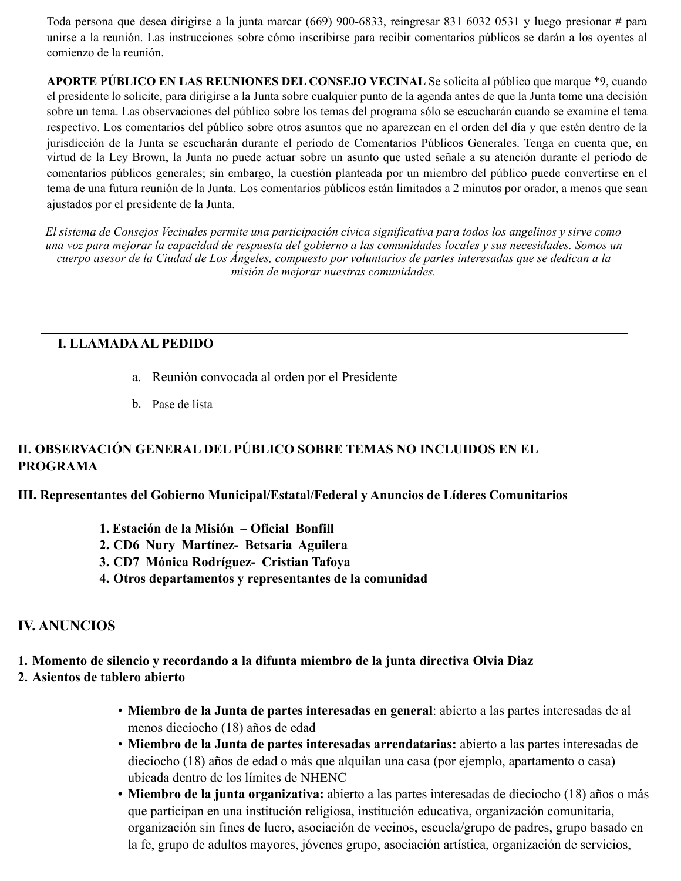Toda persona que desea dirigirse a la junta marcar (669) 900-6833, reingresar 831 6032 0531 y luego presionar # para unirse a la reunión. Las instrucciones sobre cómo inscribirse para recibir comentarios públicos se darán a los oyentes al comienzo de la reunión.

**APORTE PÚBLICO EN LAS REUNIONES DEL CONSEJO VECINAL** Se solicita al público que marque *9, cuando el presidente lo solicite, para dirigirse a la Junta sobre cualquier punto de la agenda antes de que la Junta tome una decisión sobre un tema. Las observaciones del público sobre los temas del programa sólo se escucharán cuando se examine el tema respectivo. Los comentarios del público sobre otros asuntos que no aparezcan en el orden del día y que estén dentro de la jurisdicción de la Junta se escucharán durante el período de Comentarios Públicos Generales. Tenga en cuenta que, en virtud de la Ley Brown, la Junta no puede actuar sobre un asunto que usted señale a su atención durante el período de comentarios públicos generales; sin embargo, la cuestión planteada por un miembro del público puede convertirse en el tema de una futura reunión de la Junta. Los comentarios públicos están limitados a 2 minutos por orador, a menos que sean ajustados por el presidente de la Junta.

*El sistema de Consejos Vecinales permite una participación cívica significativa para todos los angelinos y sirve como una voz para mejorar la capacidad de respuesta del gobierno a las comunidades locales y sus necesidades. Somos un cuerpo asesor de la Ciudad de Los Ángeles, compuesto por voluntarios de partes interesadas que se dedican a la misión de mejorar nuestras comunidades.*

---

## I. LLAMADA AL PEDIDO

a. Reunión convocada al orden por el Presidente
b. Pase de lista

## II. OBSERVACIÓN GENERAL DEL PÚBLICO SOBRE TEMAS NO INCLUIDOS EN EL PROGRAMA

## III. Representantes del Gobierno Municipal/Estatal/Federal y Anuncios de Líderes Comunitarios

1. **Estación de la Misión – Oficial Bonfill**
2. **CD6 Nury Martínez- Betsaria Aguilera**
3. **CD7 Mónica Rodríguez- Cristian Tafoya**
4. **Otros departamentos y representantes de la comunidad**

## IV. ANUNCIOS

1. **Momento de silencio y recordando a la difunta miembro de la junta directiva Olvia Diaz**
2. **Asientos de tablero abierto**

- **Miembro de la Junta de partes interesadas en general**: abierto a las partes interesadas de al menos dieciocho (18) años de edad
- **Miembro de la Junta de partes interesadas arrendatarias:** abierto a las partes interesadas de dieciocho (18) años de edad o más que alquilan una casa (por ejemplo, apartamento o casa) ubicada dentro de los límites de NHENC
- **Miembro de la junta organizativa:** abierto a las partes interesadas de dieciocho (18) años o más que participan en una institución religiosa, institución educativa, organización comunitaria, organización sin fines de lucro, asociación de vecinos, escuela/grupo de padres, grupo basado en la fe, grupo de adultos mayores, jóvenes grupo, asociación artística, organización de servicios,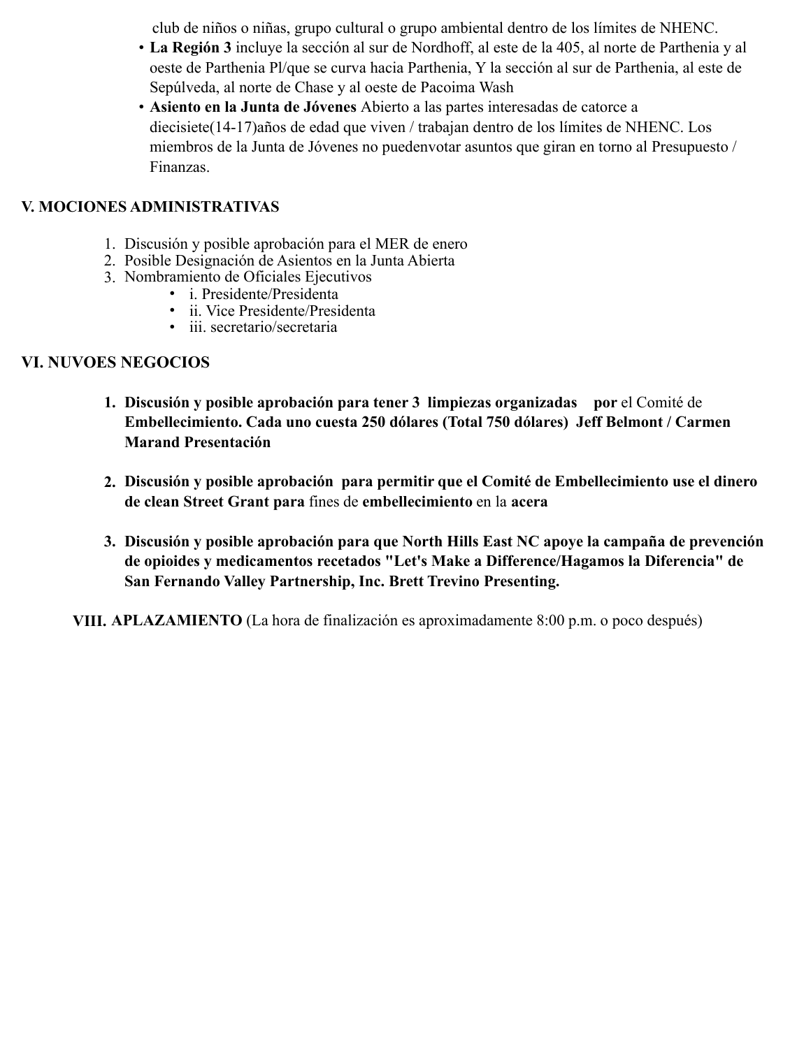club de niños o niñas, grupo cultural o grupo ambiental dentro de los límites de NHENC.

- **La Región 3** incluye la sección al sur de Nordhoff, al este de la 405, al norte de Parthenia y al oeste de Parthenia Pl/que se curva hacia Parthenia, Y la sección al sur de Parthenia, al este de Sepúlveda, al norte de Chase y al oeste de Pacoima Wash
- **Asiento en la Junta de Jóvenes** Abierto a las partes interesadas de catorce a diecisiete(14-17)años de edad que viven / trabajan dentro de los límites de NHENC. Los miembros de la Junta de Jóvenes no puedenvotar asuntos que giran en torno al Presupuesto / Finanzas.

**V. MOCIONES ADMINISTRATIVAS**

1. Discusión y posible aprobación para el MER de enero
2. Posible Designación de Asientos en la Junta Abierta
3. Nombramiento de Oficiales Ejecutivos
   - i. Presidente/Presidenta
   - ii. Vice Presidente/Presidenta
   - iii. secretario/secretaria

**VI. NUVOES NEGOCIOS**

1. **Discusión y posible aprobación para tener 3 limpiezas organizadas por** el Comité de **Embellecimiento. Cada uno cuesta 250 dólares (Total 750 dólares) Jeff Belmont / Carmen Marand Presentación**

2. **Discusión y posible aprobación para permitir que el Comité de Embellecimiento use el dinero de clean Street Grant para** fines de **embellecimiento** en la **acera**

3. **Discusión y posible aprobación para que North Hills East NC apoye la campaña de prevención de opioides y medicamentos recetados "Let's Make a Difference/Hagamos la Diferencia" de San Fernando Valley Partnership, Inc. Brett Trevino Presenting.**

**VIII. APLAZAMIENTO** (La hora de finalización es aproximadamente 8:00 p.m. o poco después)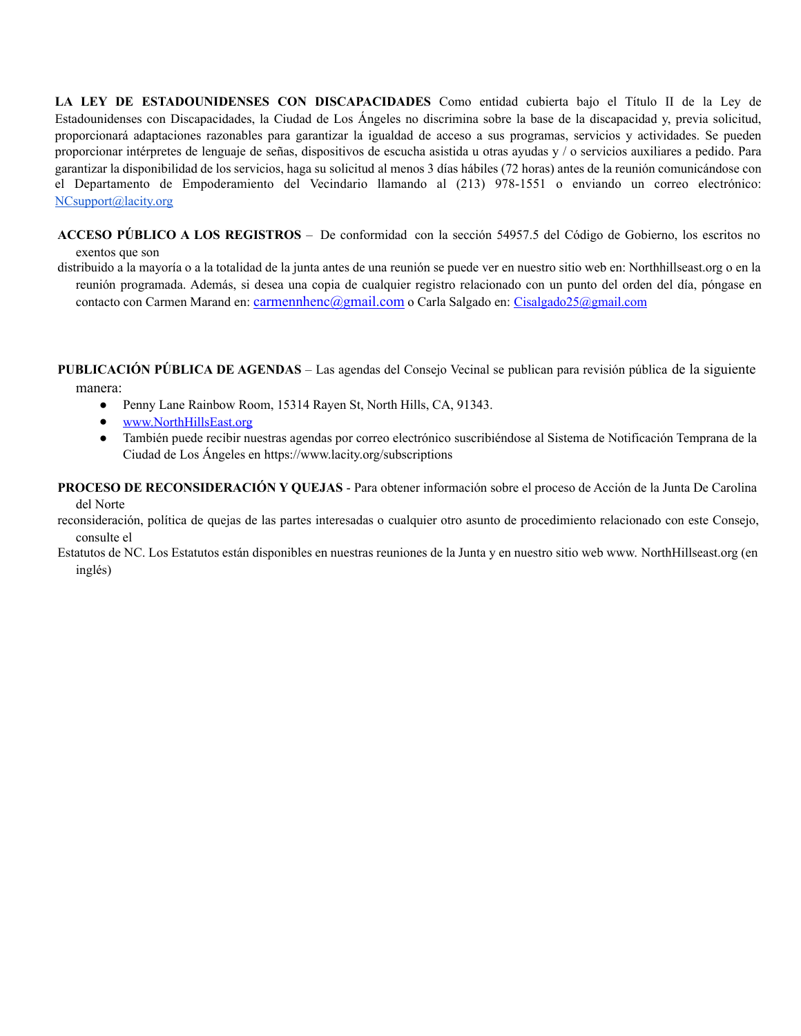**LA LEY DE ESTADOUNIDENSES CON DISCAPACIDADES** Como entidad cubierta bajo el Título II de la Ley de Estadounidenses con Discapacidades, la Ciudad de Los Ángeles no discrimina sobre la base de la discapacidad y, previa solicitud, proporcionará adaptaciones razonables para garantizar la igualdad de acceso a sus programas, servicios y actividades. Se pueden proporcionar intérpretes de lenguaje de señas, dispositivos de escucha asistida u otras ayudas y / o servicios auxiliares a pedido. Para garantizar la disponibilidad de los servicios, haga su solicitud al menos 3 días hábiles (72 horas) antes de la reunión comunicándose con el Departamento de Empoderamiento del Vecindario llamando al (213) 978-1551 o enviando un correo electrónico: NCsupport@lacity.org

**ACCESO PÚBLICO A LOS REGISTROS** – De conformidad con la sección 54957.5 del Código de Gobierno, los escritos no exentos que son distribuido a la mayoría o a la totalidad de la junta antes de una reunión se puede ver en nuestro sitio web en: Northhillseast.org o en la reunión programada. Además, si desea una copia de cualquier registro relacionado con un punto del orden del día, póngase en contacto con Carmen Marand en: carmennhenc@gmail.com o Carla Salgado en: Cisalgado25@gmail.com

**PUBLICACIÓN PÚBLICA DE AGENDAS** – Las agendas del Consejo Vecinal se publican para revisión pública de la siguiente manera:

- Penny Lane Rainbow Room, 15314 Rayen St, North Hills, CA, 91343.
- www.NorthHillsEast.org
- También puede recibir nuestras agendas por correo electrónico suscribiéndose al Sistema de Notificación Temprana de la Ciudad de Los Ángeles en https://www.lacity.org/subscriptions

**PROCESO DE RECONSIDERACIÓN Y QUEJAS** - Para obtener información sobre el proceso de Acción de la Junta De Carolina del Norte reconsideración, política de quejas de las partes interesadas o cualquier otro asunto de procedimiento relacionado con este Consejo, consulte el Estatutos de NC. Los Estatutos están disponibles en nuestras reuniones de la Junta y en nuestro sitio web www. NorthHillseast.org (en inglés)